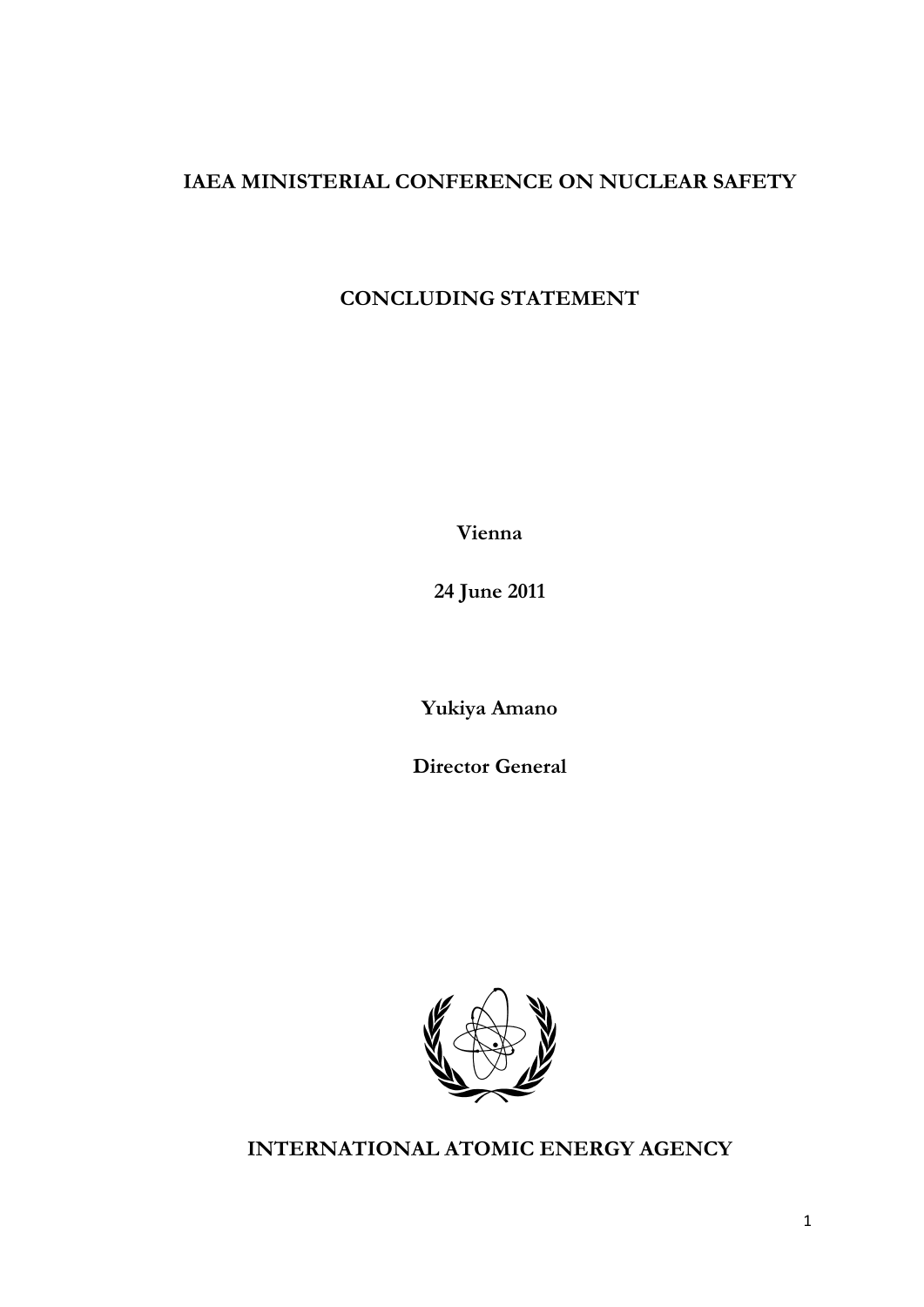# IAEA MINISTERIAL CONFERENCE ON NUCLEAR SAFETY

## CONCLUDING STATEMENT

**Vienna**

**24 June 2011**

**Yukiya Amano**

**Director General**

**INTERNATIONAL ATOMIC ENERGY AGENCY**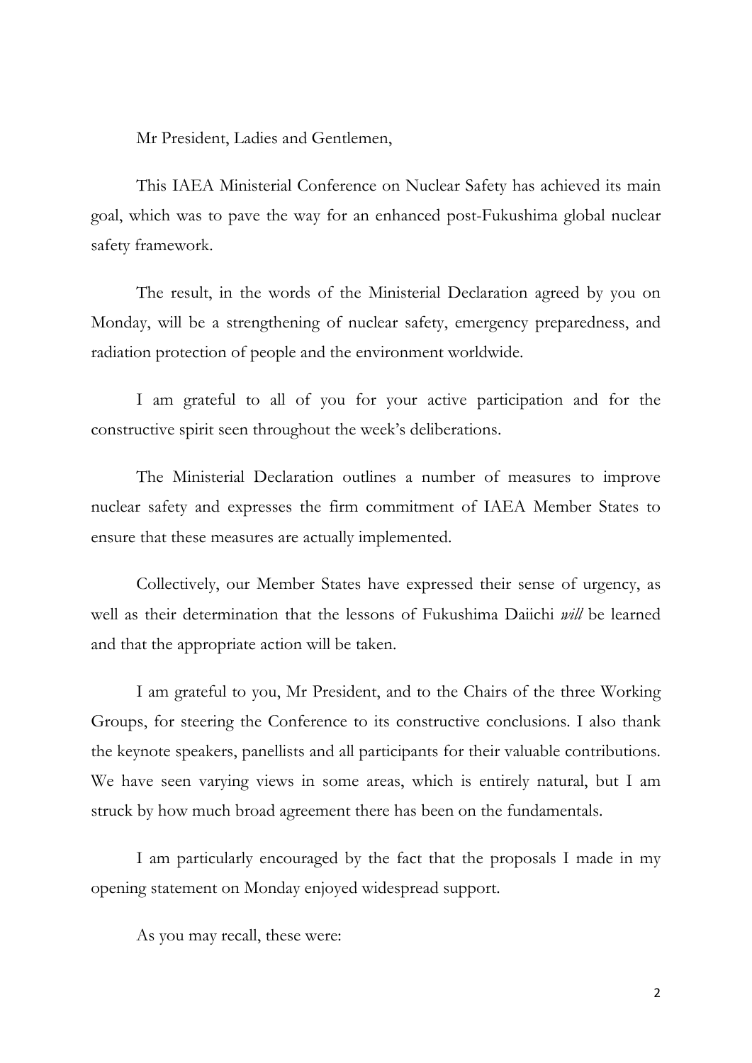Mr President, Ladies and Gentlemen,

This IAEA Ministerial Conference on Nuclear Safety has achieved its main goal, which was to pave the way for an enhanced post-Fukushima global nuclear safety framework.

The result, in the words of the Ministerial Declaration agreed by you on Monday, will be a strengthening of nuclear safety, emergency preparedness, and radiation protection of people and the environment worldwide.

I am grateful to all of you for your active participation and for the constructive spirit seen throughout the week's deliberations.

The Ministerial Declaration outlines a number of measures to improve nuclear safety and expresses the firm commitment of IAEA Member States to ensure that these measures are actually implemented.

Collectively, our Member States have expressed their sense of urgency, as well as their determination that the lessons of Fukushima Daiichi *will* be learned and that the appropriate action will be taken.

I am grateful to you, Mr President, and to the Chairs of the three Working Groups, for steering the Conference to its constructive conclusions. I also thank the keynote speakers, panellists and all participants for their valuable contributions. We have seen varying views in some areas, which is entirely natural, but I am struck by how much broad agreement there has been on the fundamentals.

I am particularly encouraged by the fact that the proposals I made in my opening statement on Monday enjoyed widespread support.

As you may recall, these were: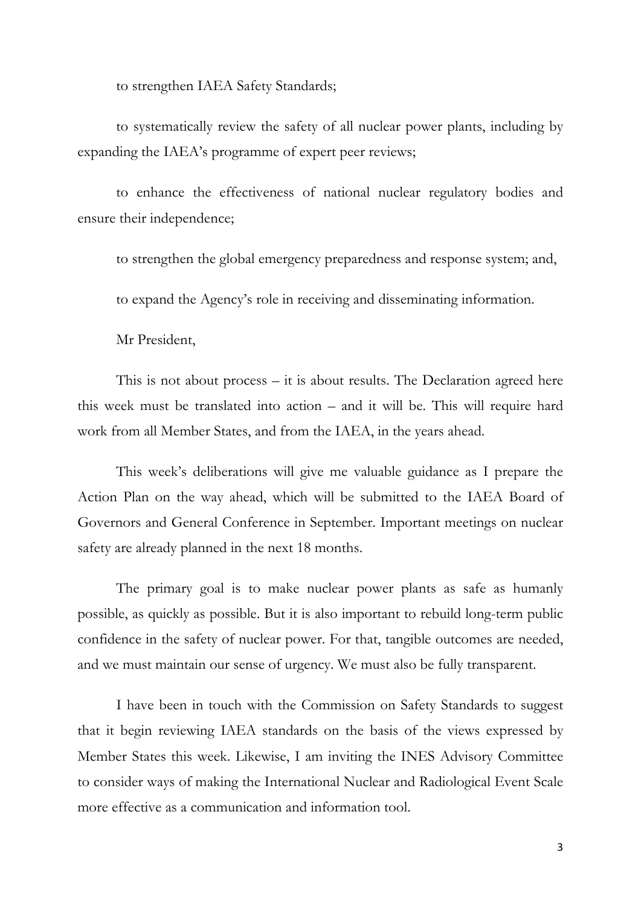to strengthen IAEA Safety Standards;

to systematically review the safety of all nuclear power plants, including by expanding the IAEA's programme of expert peer reviews;

to enhance the effectiveness of national nuclear regulatory bodies and ensure their independence;

to strengthen the global emergency preparedness and response system; and,

to expand the Agency's role in receiving and disseminating information.

Mr President,

This is not about process – it is about results. The Declaration agreed here this week must be translated into action – and it will be. This will require hard work from all Member States, and from the IAEA, in the years ahead.

This week's deliberations will give me valuable guidance as I prepare the Action Plan on the way ahead, which will be submitted to the IAEA Board of Governors and General Conference in September. Important meetings on nuclear safety are already planned in the next 18 months.

The primary goal is to make nuclear power plants as safe as humanly possible, as quickly as possible. But it is also important to rebuild long-term public confidence in the safety of nuclear power. For that, tangible outcomes are needed, and we must maintain our sense of urgency. We must also be fully transparent.

I have been in touch with the Commission on Safety Standards to suggest that it begin reviewing IAEA standards on the basis of the views expressed by Member States this week. Likewise, I am inviting the INES Advisory Committee to consider ways of making the International Nuclear and Radiological Event Scale more effective as a communication and information tool.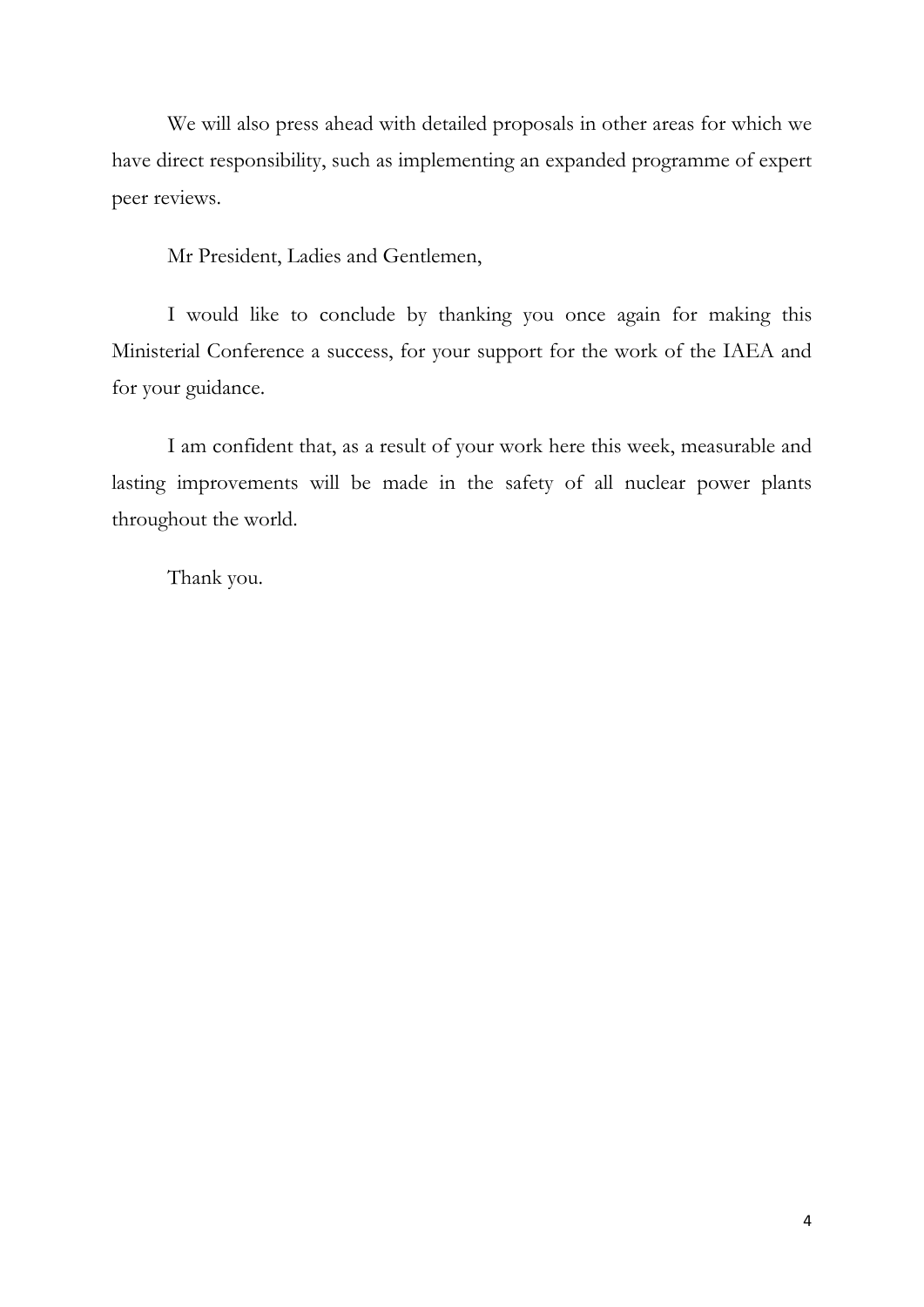We will also press ahead with detailed proposals in other areas for which we have direct responsibility, such as implementing an expanded programme of expert peer reviews.

Mr President, Ladies and Gentlemen,

I would like to conclude by thanking you once again for making this Ministerial Conference a success, for your support for the work of the IAEA and for your guidance.

I am confident that, as a result of your work here this week, measurable and lasting improvements will be made in the safety of all nuclear power plants throughout the world.

Thank you.